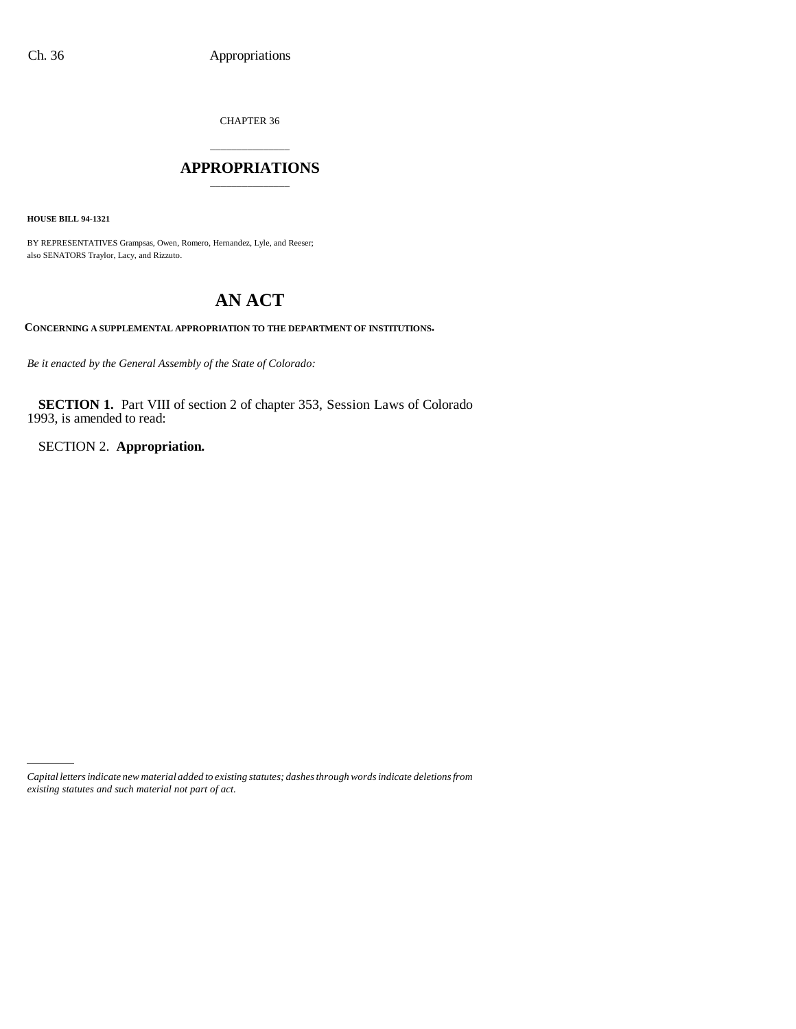CHAPTER 36

# APPROPRIATIONS

**HOUSE BILL 94-1321**

BY REPRESENTATIVES Grampsas, Owen, Romero, Hernandez, Lyle, and Reeser;
also SENATORS Traylor, Lacy, and Rizzuto.

# AN ACT

**CONCERNING A SUPPLEMENTAL APPROPRIATION TO THE DEPARTMENT OF INSTITUTIONS.**

*Be it enacted by the General Assembly of the State of Colorado:*

**SECTION 1.** Part VIII of section 2 of chapter 353, Session Laws of Colorado 1993, is amended to read:

SECTION 2. **Appropriation.**

*Capital letters indicate new material added to existing statutes; dashes through words indicate deletions from existing statutes and such material not part of act.*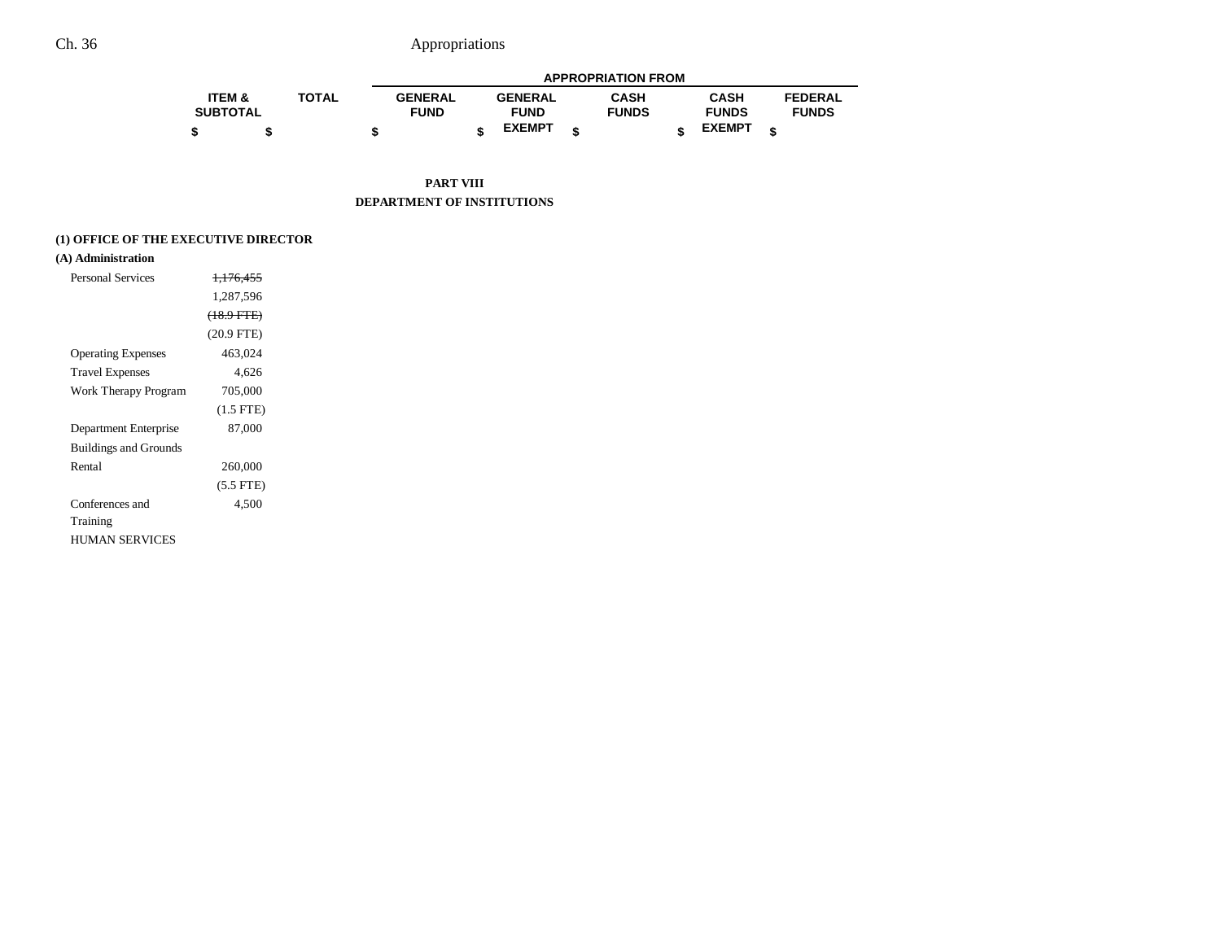| | ITEM & SUBTOTAL | TOTAL | APPROPRIATION FROM | | | | |
|---|---|---|---|---|---|---|---|
| | | | GENERAL FUND | GENERAL FUND EXEMPT | CASH FUNDS | CASH FUNDS EXEMPT | FEDERAL FUNDS |
| | $ | $ | $ | $ | $ | $ | $ |

## PART VIII
## DEPARTMENT OF INSTITUTIONS

### (1) OFFICE OF THE EXECUTIVE DIRECTOR

**(A) Administration**

| | ITEM & SUBTOTAL |
|---|---|
| Personal Services | ~~1,176,455~~ |
| | 1,287,596 |
| | ~~(18.9 FTE)~~ |
| | (20.9 FTE) |
| Operating Expenses | 463,024 |
| Travel Expenses | 4,626 |
| Work Therapy Program | 705,000 |
| | (1.5 FTE) |
| Department Enterprise | 87,000 |
| Buildings and Grounds | |
| Rental | 260,000 |
| | (5.5 FTE) |
| Conferences and Training | 4,500 |

HUMAN SERVICES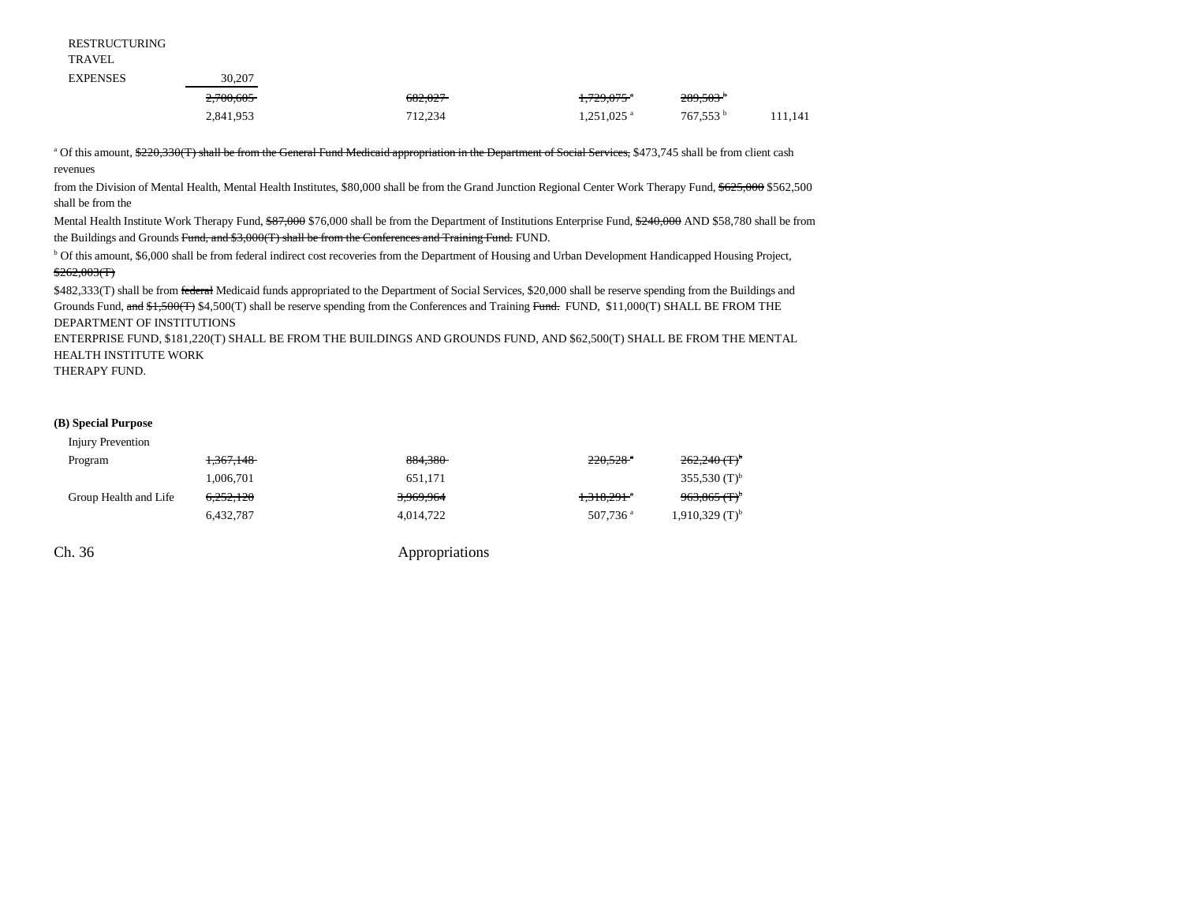| | | | | | |
|---|---|---|---|---|---|
| RESTRUCTURING TRAVEL EXPENSES | 30,207 | | | | |
| | ~~2,700,605~~ | ~~682,027~~ | ~~1,729,075~~[a] | ~~289,503~~[b] | |
| | 2,841,953 | 712,234 | 1,251,025[a] | 767,553[b] | 111,141 |

[a] Of this amount, ~~$220,330(T) shall be from the General Fund Medicaid appropriation in the Department of Social Services,~~ $473,745 shall be from client cash revenues from the Division of Mental Health, Mental Health Institutes, $80,000 shall be from the Grand Junction Regional Center Work Therapy Fund, ~~$625,000~~ $562,500 shall be from the Mental Health Institute Work Therapy Fund, ~~$87,000~~ $76,000 shall be from the Department of Institutions Enterprise Fund, ~~$240,000~~ AND $58,780 shall be from the Buildings and Grounds ~~Fund, and $3,000(T) shall be from the Conferences and Training Fund.~~ FUND.

[b] Of this amount, $6,000 shall be from federal indirect cost recoveries from the Department of Housing and Urban Development Handicapped Housing Project, ~~$262,003(T)~~ $482,333(T) shall be from ~~federal~~ Medicaid funds appropriated to the Department of Social Services, $20,000 shall be reserve spending from the Buildings and Grounds Fund, ~~and $1,500(T)~~ $4,500(T) shall be reserve spending from the Conferences and Training ~~Fund.~~ FUND, $11,000(T) SHALL BE FROM THE DEPARTMENT OF INSTITUTIONS ENTERPRISE FUND, $181,220(T) SHALL BE FROM THE BUILDINGS AND GROUNDS FUND, AND $62,500(T) SHALL BE FROM THE MENTAL HEALTH INSTITUTE WORK THERAPY FUND.

**(B) Special Purpose**

| | | | | |
|---|---|---|---|---|
| Injury Prevention Program | ~~1,367,148~~ | ~~884,380~~ | ~~220,528~~[a] | ~~262,240 (T)~~[b] |
| | 1,006,701 | 651,171 | | 355,530 (T)[b] |
| Group Health and Life | ~~6,252,120~~ | ~~3,969,964~~ | ~~1,318,291~~[a] | ~~963,865 (T)~~[b] |
| | 6,432,787 | 4,014,722 | 507,736[a] | 1,910,329 (T)[b] |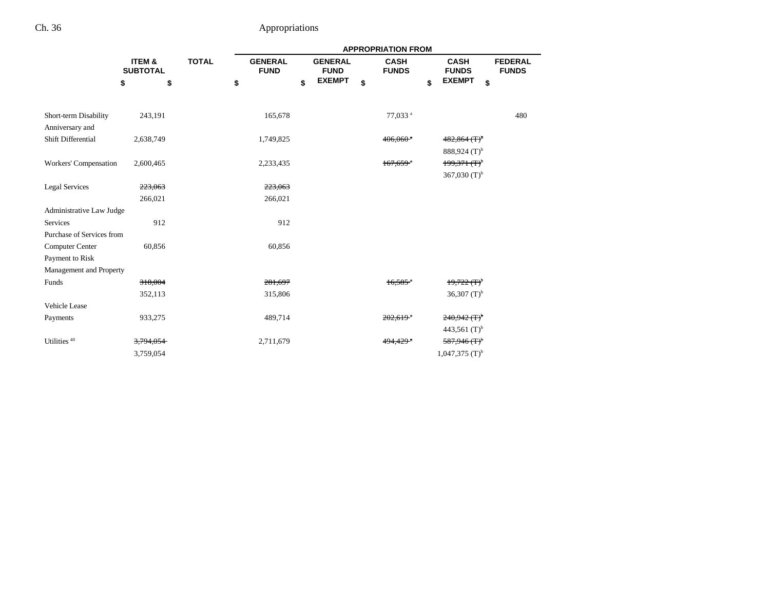| | ITEM & SUBTOTAL | TOTAL | APPROPRIATION FROM | | | | |
|---|---|---|---|---|---|---|---|
| | | | GENERAL FUND | GENERAL FUND EXEMPT | CASH FUNDS | CASH FUNDS EXEMPT | FEDERAL FUNDS |
| | $ | $ | $ | $ | $ | $ | $ |
| Short-term Disability | 243,191 | | 165,678 | | 77,033[a] | | 480 |
| Anniversary and Shift Differential | 2,638,749 | | 1,749,825 | | ~~406,060[a]~~ | ~~482,864 (T)[b]~~ 888,924 (T)[b] | |
| Workers' Compensation | 2,600,465 | | 2,233,435 | | ~~167,659[a]~~ | ~~199,371 (T)[b]~~ 367,030 (T)[b] | |
| Legal Services | ~~223,063~~ 266,021 | | ~~223,063~~ 266,021 | | | | |
| Administrative Law Judge Services | 912 | | 912 | | | | |
| Purchase of Services from Computer Center | 60,856 | | 60,856 | | | | |
| Payment to Risk Management and Property Funds | ~~318,004~~ 352,113 | | ~~281,697~~ 315,806 | | ~~16,585[a]~~ | ~~19,722 (T)[b]~~ 36,307 (T)[b] | |
| Vehicle Lease Payments | 933,275 | | 489,714 | | ~~202,619[a]~~ | ~~240,942 (T)[b]~~ 443,561 (T)[b] | |
| Utilities[40] | ~~3,794,054~~ 3,759,054 | | 2,711,679 | | ~~494,429[a]~~ | ~~587,946 (T)[b]~~ 1,047,375 (T)[b] | |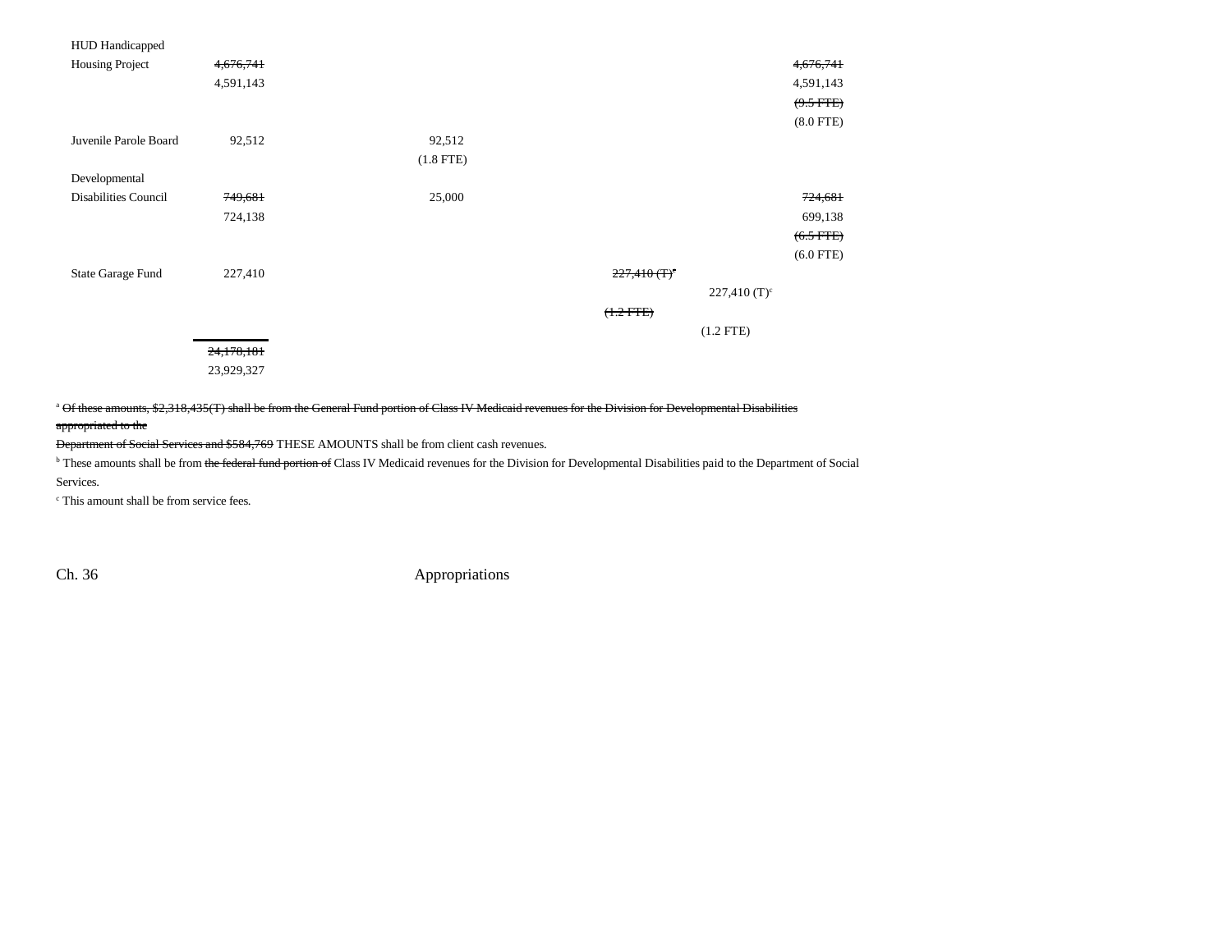| | | | | | |
|---|---|---|---|---|---|
| HUD Handicapped Housing Project | ~~4,676,741~~ 4,591,143 | | | | ~~4,676,741~~ 4,591,143 ~~(9.5 FTE)~~ (8.0 FTE) |
| Juvenile Parole Board | 92,512 | 92,512 (1.8 FTE) | | | |
| Developmental Disabilities Council | ~~749,681~~ 724,138 | 25,000 | | | ~~724,681~~ 699,138 ~~(6.5 FTE)~~ (6.0 FTE) |
| State Garage Fund | 227,410 | | ~~227,410 (T)[a]~~ ~~(1.2 FTE)~~ | 227,410 (T)[c] (1.2 FTE) | |
| | ~~24,178,181~~ 23,929,327 | | | | |

[a] ~~Of these amounts, $2,318,435(T) shall be from the General Fund portion of Class IV Medicaid revenues for the Division for Developmental Disabilities appropriated to the Department of Social Services and $584,769~~ THESE AMOUNTS shall be from client cash revenues.

[b] These amounts shall be from ~~the federal fund portion of~~ Class IV Medicaid revenues for the Division for Developmental Disabilities paid to the Department of Social Services.

[c] This amount shall be from service fees.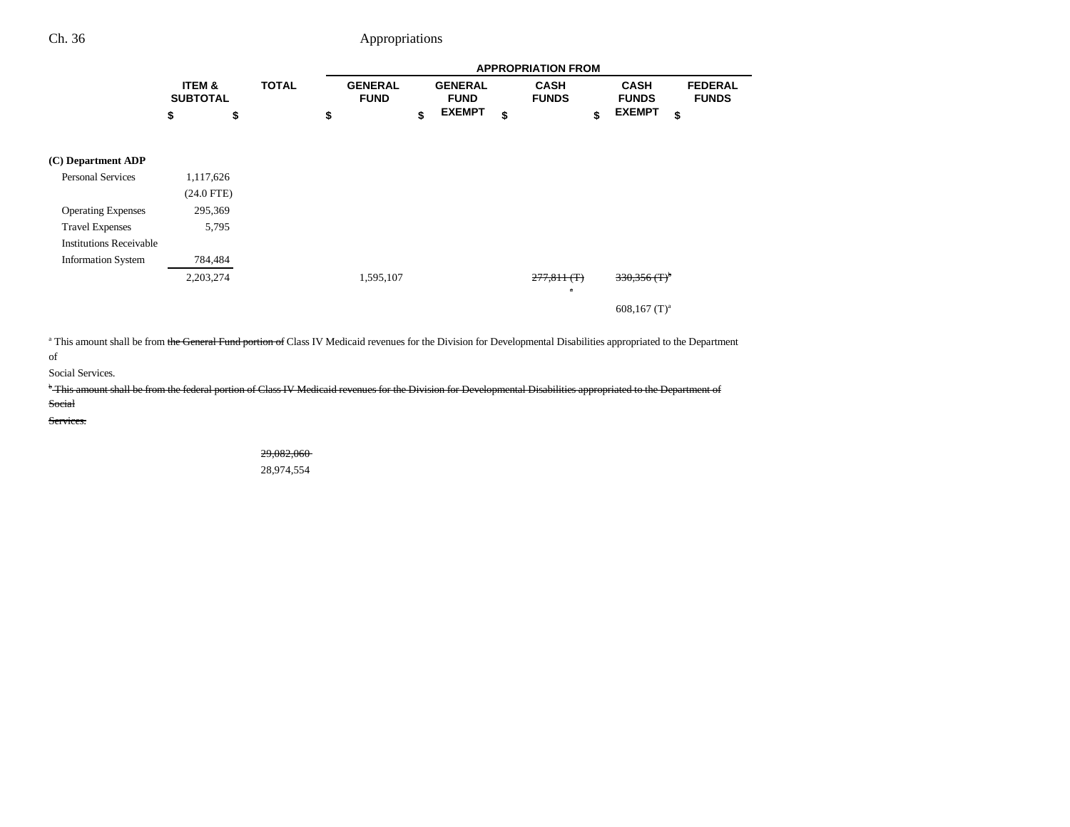| | ITEM & SUBTOTAL | TOTAL | APPROPRIATION FROM GENERAL FUND | GENERAL FUND EXEMPT | CASH FUNDS | CASH FUNDS EXEMPT | FEDERAL FUNDS |
|---|---|---|---|---|---|---|---|
| | $ | $ | $ | $ | $ | $ | $ |
| **(C) Department ADP** | | | | | | | |
| Personal Services | 1,117,626 | | | | | | |
| | (24.0 FTE) | | | | | | |
| Operating Expenses | 295,369 | | | | | | |
| Travel Expenses | 5,795 | | | | | | |
| Institutions Receivable Information System | 784,484 | | | | | | |
| | 2,203,274 | | 1,595,107 | | ~~277,811 (T)[a]~~ | ~~330,356 (T)[b]~~ | |
| | | | | | | 608,167 (T)[a] | |

[a] This amount shall be from ~~the General Fund portion of~~ Class IV Medicaid revenues for the Division for Developmental Disabilities appropriated to the Department of Social Services.

~~[b] This amount shall be from the federal portion of Class IV Medicaid revenues for the Division for Developmental Disabilities appropriated to the Department of Social Services.~~

| | ITEM & SUBTOTAL | TOTAL |
|---|---|---|
| | | ~~29,082,060~~ |
| | | 28,974,554 |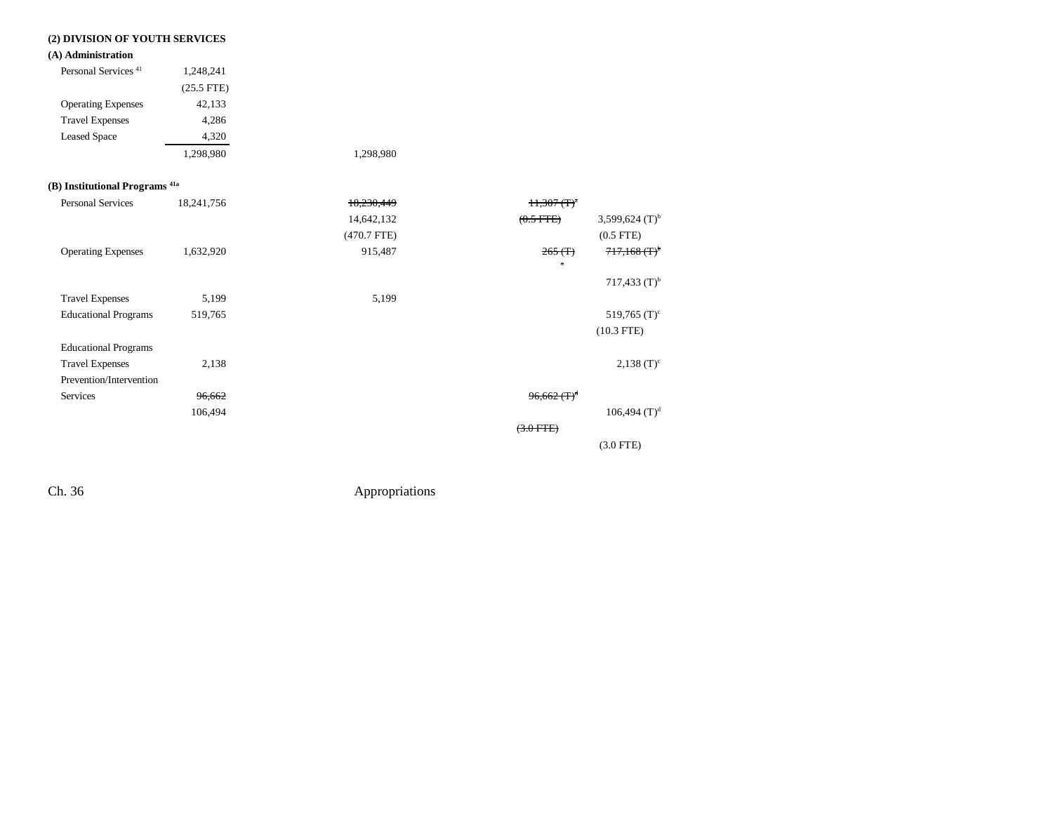**(2) DIVISION OF YOUTH SERVICES**

**(A) Administration**

| | | | | |
|---|---|---|---|---|
| Personal Services [41] | 1,248,241 | | | |
| | (25.5 FTE) | | | |
| Operating Expenses | 42,133 | | | |
| Travel Expenses | 4,286 | | | |
| Leased Space | 4,320 | | | |
| | 1,298,980 | 1,298,980 | | |

**(B) Institutional Programs [41a]**

| | | | | |
|---|---|---|---|---|
| Personal Services | 18,241,756 | ~~18,230,449~~ | ~~11,307 (T)[a]~~ | |
| | | 14,642,132 | ~~(0.5 FTE)~~ | 3,599,624 (T)[b] |
| | | (470.7 FTE) | | (0.5 FTE) |
| Operating Expenses | 1,632,920 | 915,487 | ~~265 (T)[a]~~ | ~~717,168 (T)[b]~~ |
| | | | | 717,433 (T)[b] |
| Travel Expenses | 5,199 | 5,199 | | |
| Educational Programs | 519,765 | | | 519,765 (T)[c] |
| | | | | (10.3 FTE) |
| Educational Programs Travel Expenses | 2,138 | | | 2,138 (T)[c] |
| Prevention/Intervention Services | ~~96,662~~ | | ~~96,662 (T)[d]~~ | |
| | 106,494 | | | 106,494 (T)[d] |
| | | | ~~(3.0 FTE)~~ | |
| | | | | (3.0 FTE) |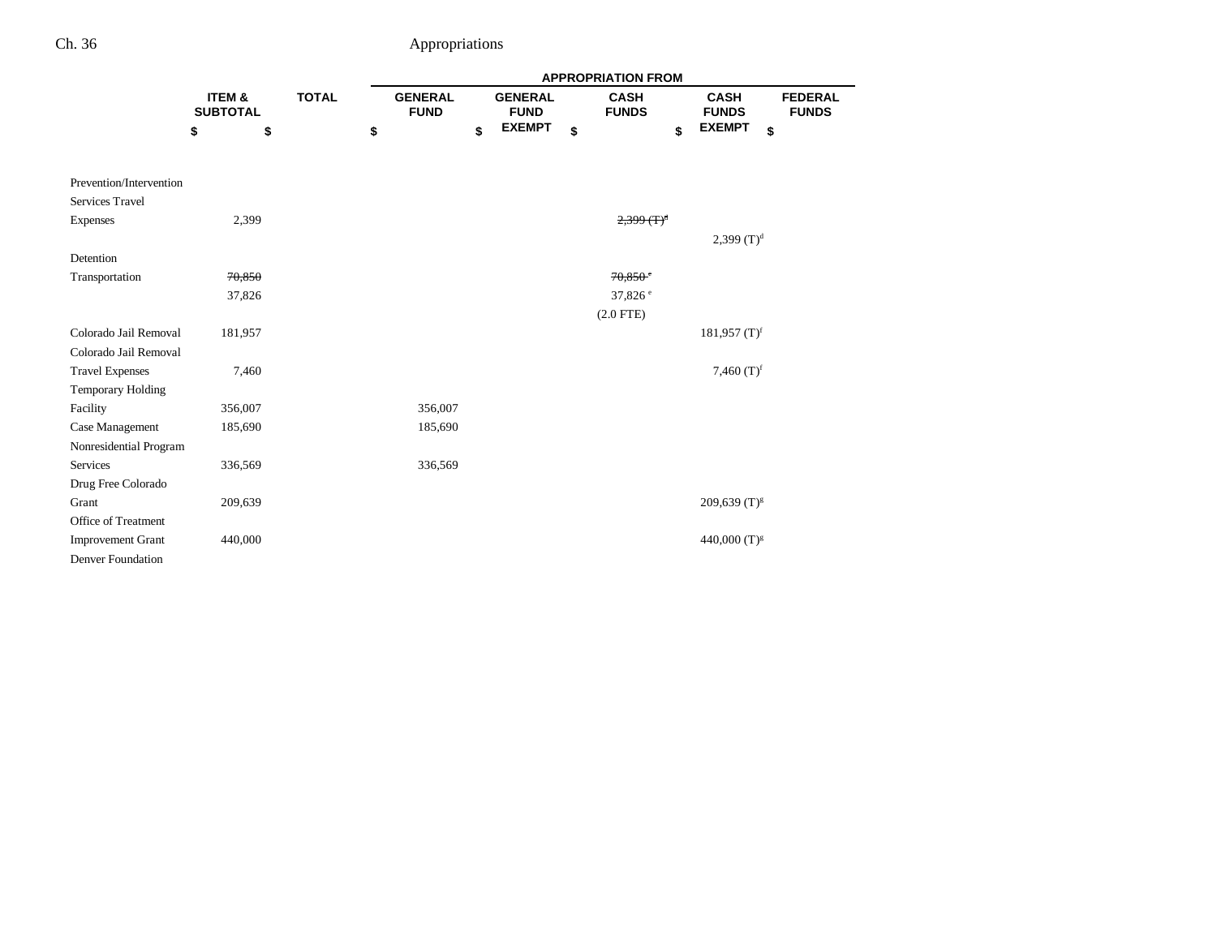| | ITEM & SUBTOTAL | TOTAL | APPROPRIATION FROM | | | | |
|---|---|---|---|---|---|---|---|
| | | | GENERAL FUND | GENERAL FUND EXEMPT | CASH FUNDS | CASH FUNDS EXEMPT | FEDERAL FUNDS |
| | $ | $ | $ | $ | $ | $ | $ |
| Prevention/Intervention Services Travel Expenses | 2,399 | | | | ~~2,399 (T)[d]~~ | | |
| | | | | | | 2,399 (T)[d] | |
| Detention Transportation | ~~70,850~~ | | | | ~~70,850[e]~~ | | |
| | 37,826 | | | | 37,826[e] | | |
| | | | | | (2.0 FTE) | | |
| Colorado Jail Removal | 181,957 | | | | | 181,957 (T)[f] | |
| Colorado Jail Removal Travel Expenses | 7,460 | | | | | 7,460 (T)[f] | |
| Temporary Holding Facility | 356,007 | | 356,007 | | | | |
| Case Management | 185,690 | | 185,690 | | | | |
| Nonresidential Program Services | 336,569 | | 336,569 | | | | |
| Drug Free Colorado Grant | 209,639 | | | | | 209,639 (T)[g] | |
| Office of Treatment Improvement Grant | 440,000 | | | | | 440,000 (T)[g] | |
| Denver Foundation | | | | | | | |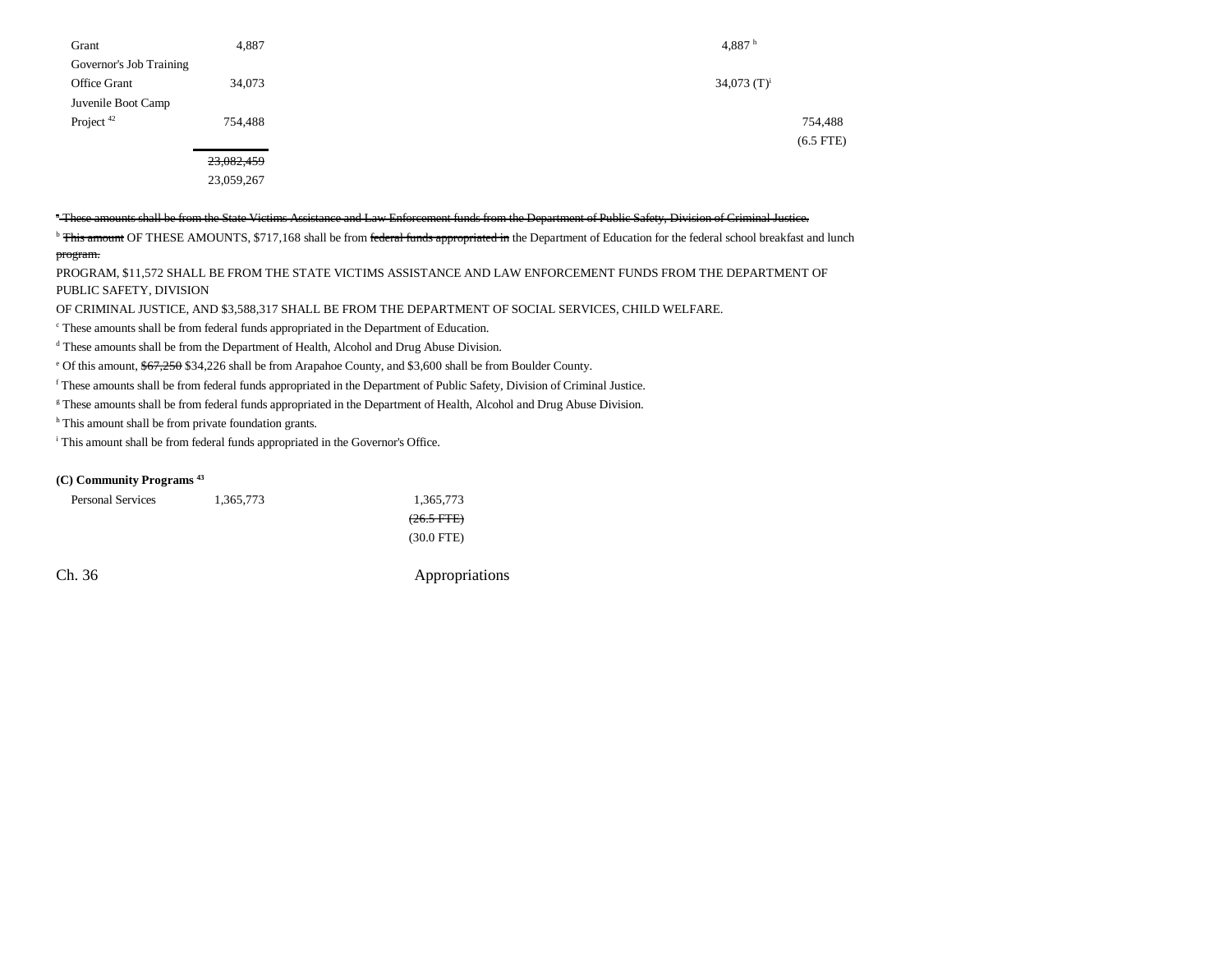| | | | | | |
|---|---|---|---|---|---|
| Grant | 4,887 | | | 4,887 [h] | |
| Governor's Job Training Office Grant | 34,073 | | | 34,073 (T)[i] | |
| Juvenile Boot Camp Project [42] | 754,488 | | | | 754,488 (6.5 FTE) |
| | ~~23,082,459~~ 23,059,267 | | | | |

[a] ~~These amounts shall be from the State Victims Assistance and Law Enforcement funds from the Department of Public Safety, Division of Criminal Justice.~~

[b] ~~This amount~~ OF THESE AMOUNTS, $717,168 shall be from ~~federal funds appropriated in~~ the Department of Education for the federal school breakfast and lunch ~~program.~~ PROGRAM, $11,572 SHALL BE FROM THE STATE VICTIMS ASSISTANCE AND LAW ENFORCEMENT FUNDS FROM THE DEPARTMENT OF PUBLIC SAFETY, DIVISION OF CRIMINAL JUSTICE, AND $3,588,317 SHALL BE FROM THE DEPARTMENT OF SOCIAL SERVICES, CHILD WELFARE.

[c] These amounts shall be from federal funds appropriated in the Department of Education.

[d] These amounts shall be from the Department of Health, Alcohol and Drug Abuse Division.

[e] Of this amount, ~~$67,250~~ $34,226 shall be from Arapahoe County, and $3,600 shall be from Boulder County.

[f] These amounts shall be from federal funds appropriated in the Department of Public Safety, Division of Criminal Justice.

[g] These amounts shall be from federal funds appropriated in the Department of Health, Alcohol and Drug Abuse Division.

[h] This amount shall be from private foundation grants.

[i] This amount shall be from federal funds appropriated in the Governor's Office.

**(C) Community Programs [43]**

| | | |
|---|---|---|
| Personal Services | 1,365,773 | 1,365,773 ~~(26.5 FTE)~~ (30.0 FTE) |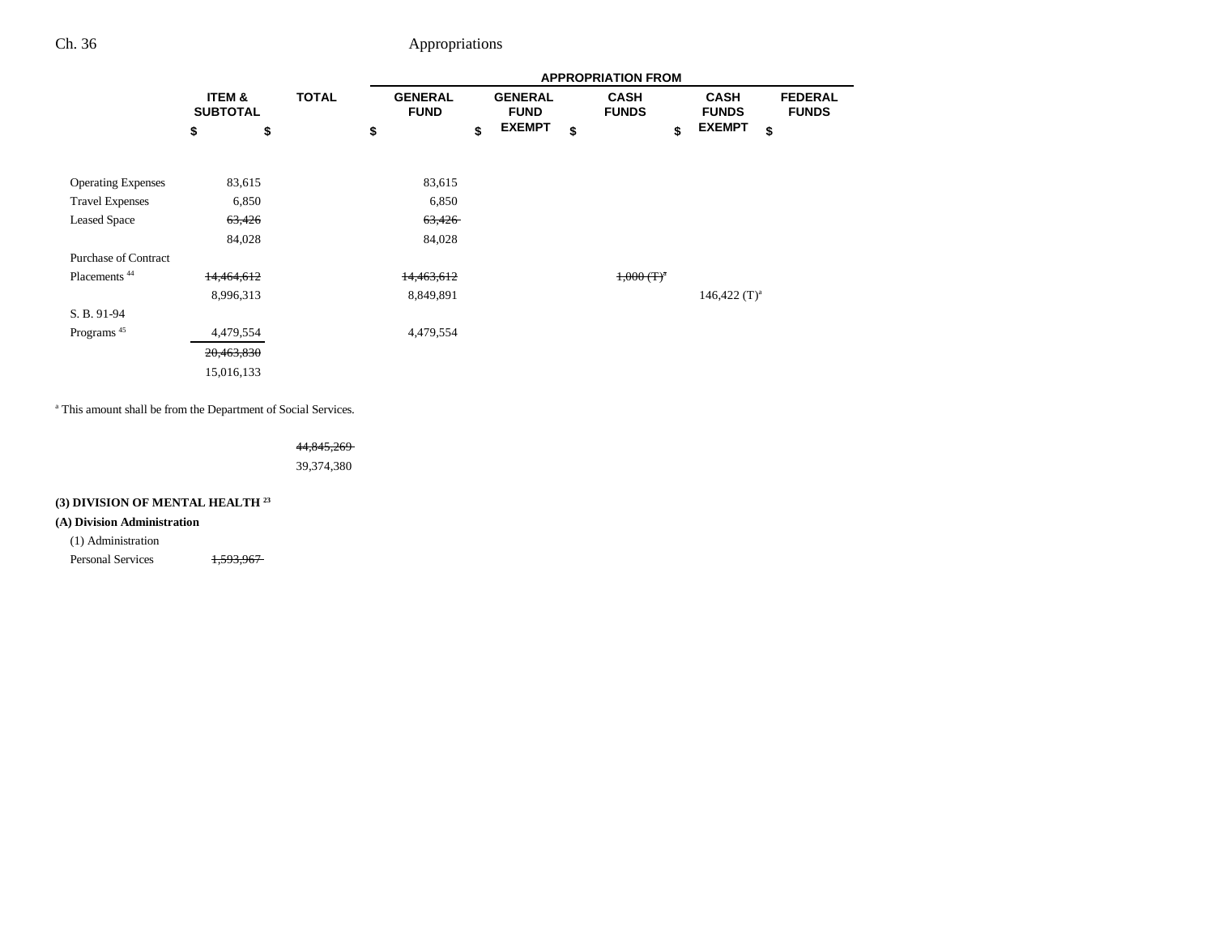| | ITEM & SUBTOTAL | TOTAL | APPROPRIATION FROM GENERAL FUND | GENERAL FUND EXEMPT | CASH FUNDS | CASH FUNDS EXEMPT | FEDERAL FUNDS |
|---|---|---|---|---|---|---|---|
| | $ | $ | $ | $ | $ | $ | $ |
| Operating Expenses | 83,615 | | 83,615 | | | | |
| Travel Expenses | 6,850 | | 6,850 | | | | |
| Leased Space | ~~63,426~~ | | ~~63,426~~ | | | | |
| | 84,028 | | 84,028 | | | | |
| Purchase of Contract Placements [44] | ~~14,464,612~~ | | ~~14,463,612~~ | | ~~1,000 (T)[a]~~ | | |
| | 8,996,313 | | 8,849,891 | | | 146,422 (T)[a] | |
| S. B. 91-94 Programs [45] | 4,479,554 | | 4,479,554 | | | | |
| | ~~20,463,830~~ | | | | | | |
| | 15,016,133 | | | | | | |

[a] This amount shall be from the Department of Social Services.

| | | |
|---|---|---|
| | | ~~44,845,269~~ |
| | | 39,374,380 |

**(3) DIVISION OF MENTAL HEALTH [23]**

**(A) Division Administration**

(1) Administration

| | ITEM & SUBTOTAL |
|---|---|
| Personal Services | ~~1,593,967~~ |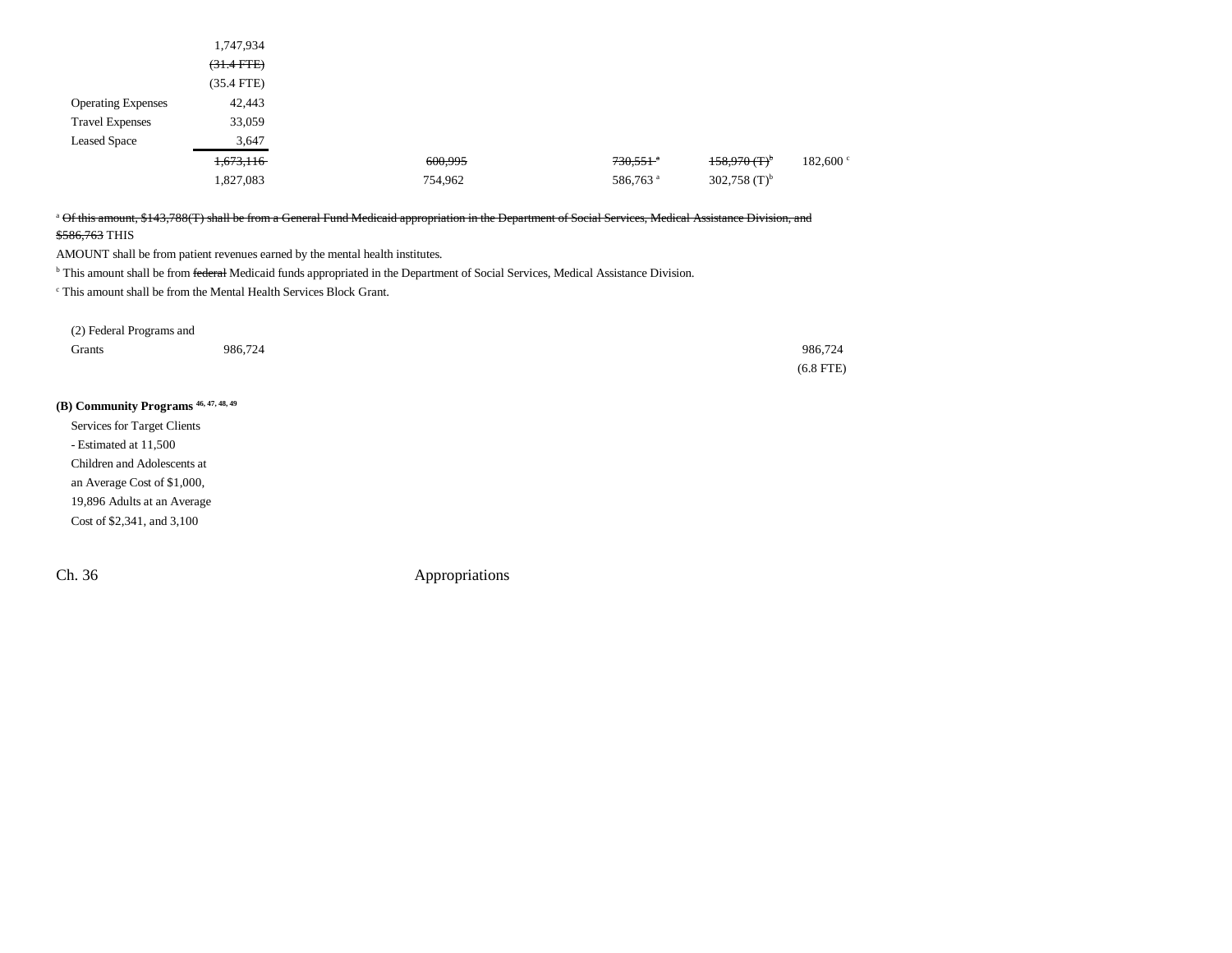| | | | | | |
|---|---|---|---|---|---|
| | 1,747,934 | | | | |
| | ~~(31.4 FTE)~~ | | | | |
| | (35.4 FTE) | | | | |
| Operating Expenses | 42,443 | | | | |
| Travel Expenses | 33,059 | | | | |
| Leased Space | 3,647 | | | | |
| | ~~1,673,116~~ | ~~600,995~~ | ~~730,551~~ [a] | ~~158,970 (T)~~ [b] | 182,600 [c] |
| | 1,827,083 | 754,962 | 586,763 [a] | 302,758 (T)[b] | |

[a] ~~Of this amount, $143,788(T) shall be from a General Fund Medicaid appropriation in the Department of Social Services, Medical Assistance Division, and $586,763~~ THIS AMOUNT shall be from patient revenues earned by the mental health institutes.

[b] This amount shall be from ~~federal~~ Medicaid funds appropriated in the Department of Social Services, Medical Assistance Division.

[c] This amount shall be from the Mental Health Services Block Grant.

| | | |
|---|---|---|
| (2) Federal Programs and Grants | 986,724 | 986,724 (6.8 FTE) |

**(B) Community Programs** [46, 47, 48, 49]

Services for Target Clients - Estimated at 11,500 Children and Adolescents at an Average Cost of $1,000, 19,896 Adults at an Average Cost of $2,341, and 3,100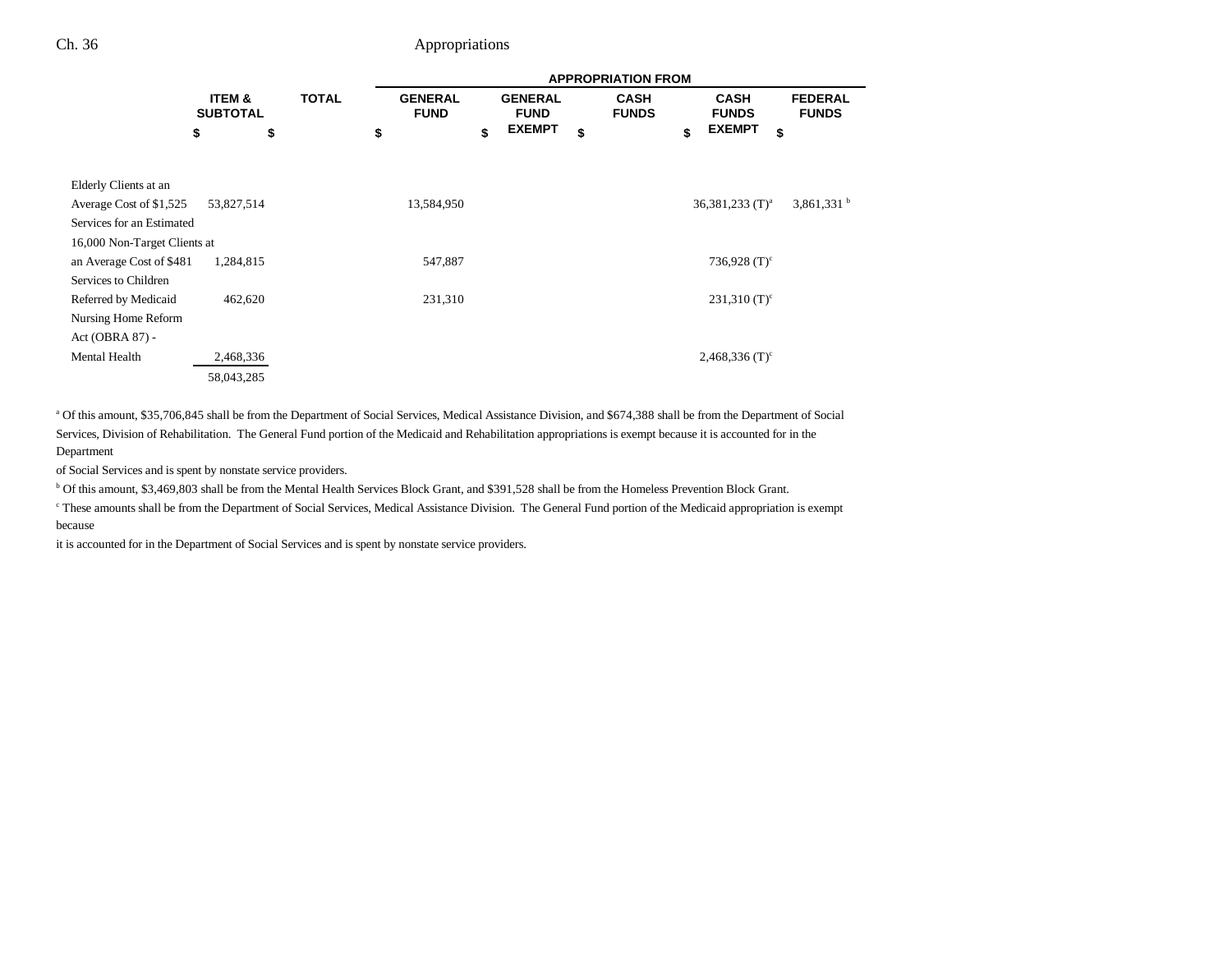| | ITEM & SUBTOTAL | TOTAL | APPROPRIATION FROM | | | | |
|---|---|---|---|---|---|---|---|
| | | | GENERAL FUND | GENERAL FUND EXEMPT | CASH FUNDS | CASH FUNDS EXEMPT | FEDERAL FUNDS |
| | $ | $ | $ | $ | $ | $ | $ |
| Elderly Clients at an Average Cost of $1,525 | 53,827,514 | | 13,584,950 | | | 36,381,233 (T)[a] | 3,861,331 [b] |
| Services for an Estimated 16,000 Non-Target Clients at an Average Cost of $481 | 1,284,815 | | 547,887 | | | 736,928 (T)[c] | |
| Services to Children Referred by Medicaid | 462,620 | | 231,310 | | | 231,310 (T)[c] | |
| Nursing Home Reform Act (OBRA 87) - Mental Health | 2,468,336 | | | | | 2,468,336 (T)[c] | |
| | 58,043,285 | | | | | | |

[a] Of this amount, $35,706,845 shall be from the Department of Social Services, Medical Assistance Division, and $674,388 shall be from the Department of Social Services, Division of Rehabilitation. The General Fund portion of the Medicaid and Rehabilitation appropriations is exempt because it is accounted for in the Department of Social Services and is spent by nonstate service providers.

[b] Of this amount, $3,469,803 shall be from the Mental Health Services Block Grant, and $391,528 shall be from the Homeless Prevention Block Grant.

[c] These amounts shall be from the Department of Social Services, Medical Assistance Division. The General Fund portion of the Medicaid appropriation is exempt because it is accounted for in the Department of Social Services and is spent by nonstate service providers.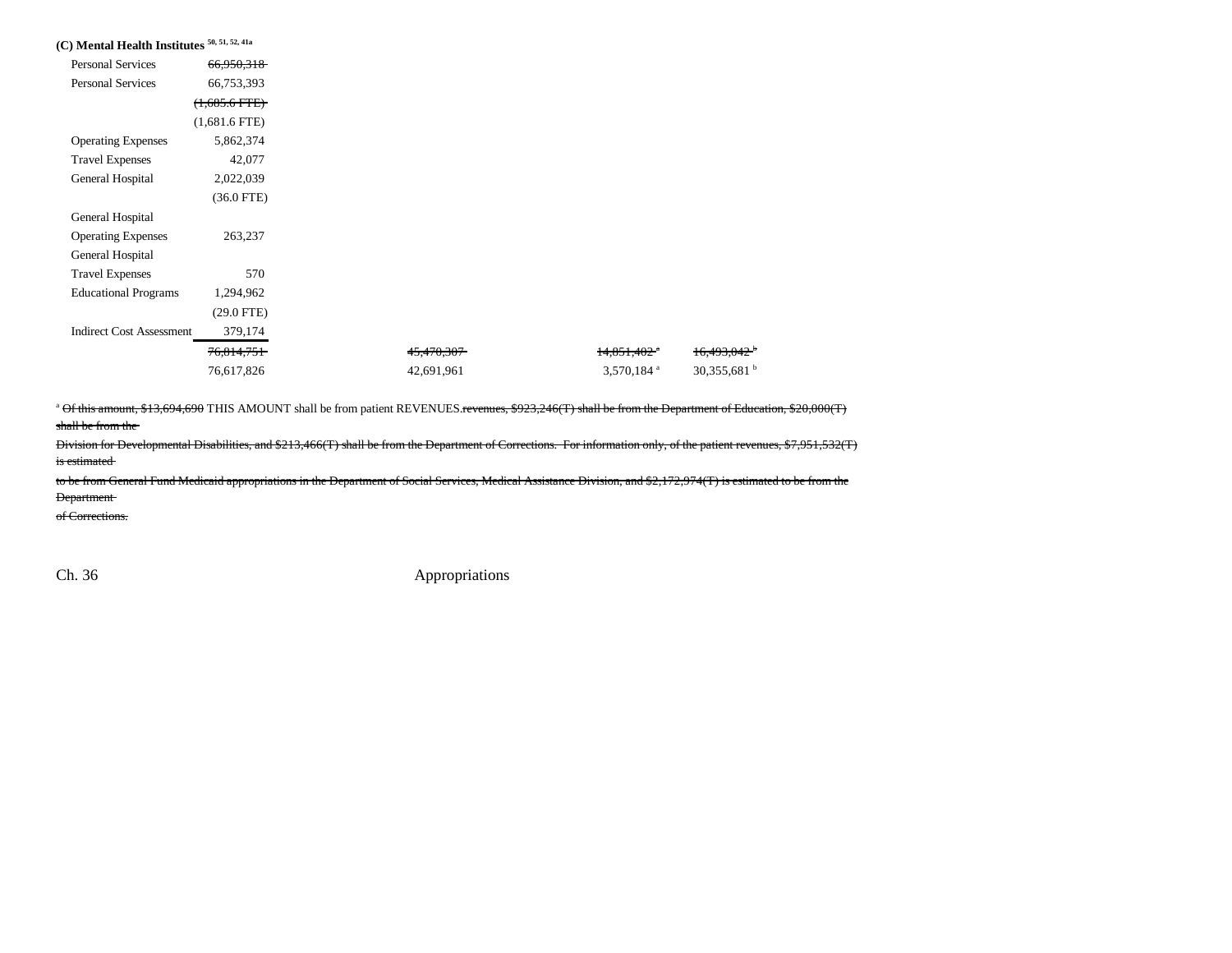**(C) Mental Health Institutes** [50, 51, 52, 41a]

| | | | | |
|---|---|---|---|---|
| Personal Services | ~~66,950,318~~ | | | |
| Personal Services | 66,753,393 | | | |
| | ~~(1,685.6 FTE)~~ | | | |
| | (1,681.6 FTE) | | | |
| Operating Expenses | 5,862,374 | | | |
| Travel Expenses | 42,077 | | | |
| General Hospital | 2,022,039 | | | |
| | (36.0 FTE) | | | |
| General Hospital Operating Expenses | 263,237 | | | |
| General Hospital Travel Expenses | 570 | | | |
| Educational Programs | 1,294,962 | | | |
| | (29.0 FTE) | | | |
| Indirect Cost Assessment | 379,174 | | | |
| | ~~76,814,751~~ | ~~45,470,307~~ | ~~14,851,402~~ [a] | ~~16,493,042~~ [b] |
| | 76,617,826 | 42,691,961 | 3,570,184 [a] | 30,355,681 [b] |

[a] ~~Of this amount, $13,694,690~~ THIS AMOUNT shall be from patient REVENUES.~~revenues, $923,246(T) shall be from the Department of Education, $20,000(T) shall be from the Division for Developmental Disabilities, and $213,466(T) shall be from the Department of Corrections. For information only, of the patient revenues, $7,951,532(T) is estimated to be from General Fund Medicaid appropriations in the Department of Social Services, Medical Assistance Division, and $2,172,974(T) is estimated to be from the Department of Corrections.~~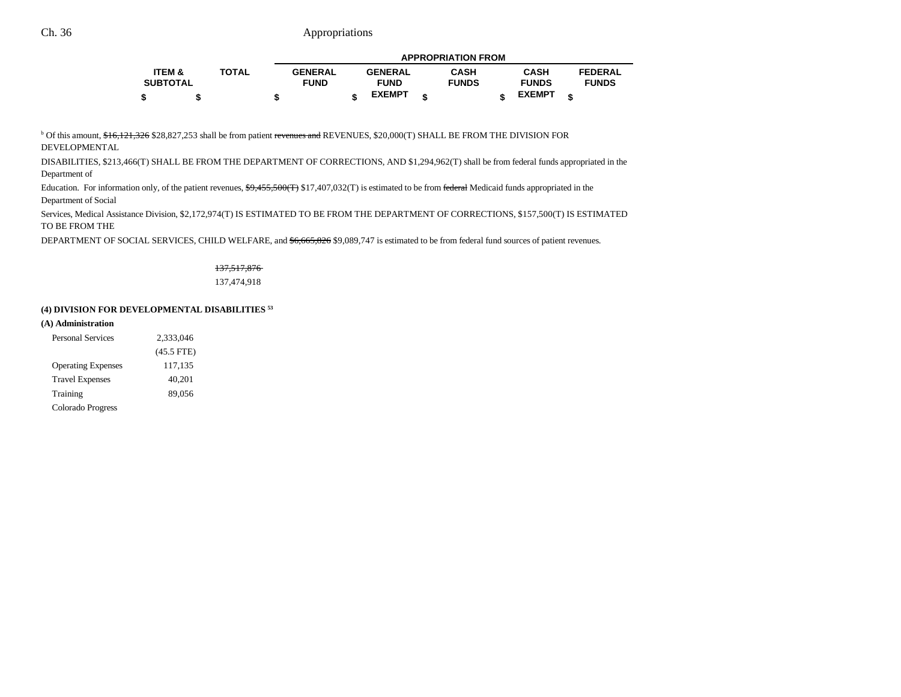| ITEM & SUBTOTAL | TOTAL | GENERAL FUND | GENERAL FUND EXEMPT | CASH FUNDS | CASH FUNDS EXEMPT | FEDERAL FUNDS |
|---|---|---|---|---|---|---|
| $ | $ | $ | $ | $ | $ | $ |

[b] Of this amount, ~~$16,121,326~~ $28,827,253 shall be from patient ~~revenues and~~ REVENUES, $20,000(T) SHALL BE FROM THE DIVISION FOR DEVELOPMENTAL DISABILITIES, $213,466(T) SHALL BE FROM THE DEPARTMENT OF CORRECTIONS, AND $1,294,962(T) shall be from federal funds appropriated in the Department of Education. For information only, of the patient revenues, ~~$9,455,500(T)~~ $17,407,032(T) is estimated to be from ~~federal~~ Medicaid funds appropriated in the Department of Social Services, Medical Assistance Division, $2,172,974(T) IS ESTIMATED TO BE FROM THE DEPARTMENT OF CORRECTIONS, $157,500(T) IS ESTIMATED TO BE FROM THE DEPARTMENT OF SOCIAL SERVICES, CHILD WELFARE, and ~~$6,665,826~~ $9,089,747 is estimated to be from federal fund sources of patient revenues.

| | ITEM & SUBTOTAL | TOTAL |
|---|---|---|
| | | ~~137,517,876~~ 137,474,918 |

**(4) DIVISION FOR DEVELOPMENTAL DISABILITIES [53]**

**(A) Administration**

| | ITEM & SUBTOTAL |
|---|---|
| Personal Services | 2,333,046 (45.5 FTE) |
| Operating Expenses | 117,135 |
| Travel Expenses | 40,201 |
| Training | 89,056 |
| Colorado Progress | |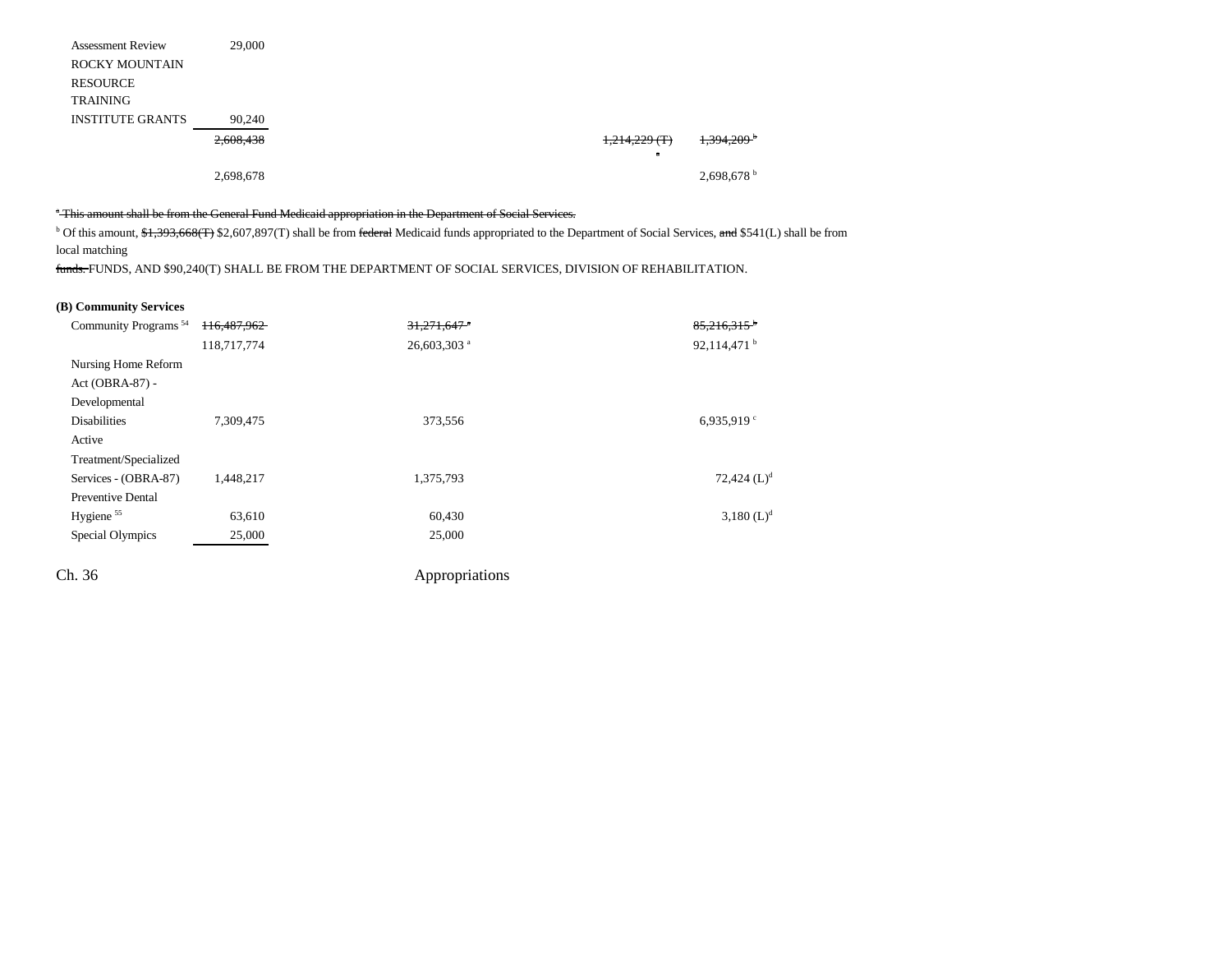| | | | | | |
|---|---|---|---|---|---|
| Assessment Review | 29,000 | | | | |
| ROCKY MOUNTAIN RESOURCE TRAINING INSTITUTE GRANTS | 90,240 | | | | |
| | ~~2,608,438~~ | | | ~~1,214,229 (T)~~ [a] | ~~1,394,209~~ [b] |
| | 2,698,678 | | | | 2,698,678 [b] |

~~[a] This amount shall be from the General Fund Medicaid appropriation in the Department of Social Services.~~

[b] Of this amount, ~~$1,393,668(T)~~ $2,607,897(T) shall be from ~~federal~~ Medicaid funds appropriated to the Department of Social Services, ~~and~~ $541(L) shall be from local matching ~~funds.~~ FUNDS, AND $90,240(T) SHALL BE FROM THE DEPARTMENT OF SOCIAL SERVICES, DIVISION OF REHABILITATION.

**(B) Community Services**

| | | | | | |
|---|---|---|---|---|---|
| Community Programs [54] | ~~116,487,962~~ | ~~31,271,647~~ [a] | | ~~85,216,315~~ [b] | |
| | 118,717,774 | 26,603,303 [a] | | 92,114,471 [b] | |
| Nursing Home Reform Act (OBRA-87) - Developmental Disabilities | 7,309,475 | 373,556 | | 6,935,919 [c] | |
| Active Treatment/Specialized Services - (OBRA-87) | 1,448,217 | 1,375,793 | | 72,424 (L)[d] | |
| Preventive Dental Hygiene [55] | 63,610 | 60,430 | | 3,180 (L)[d] | |
| Special Olympics | 25,000 | 25,000 | | | |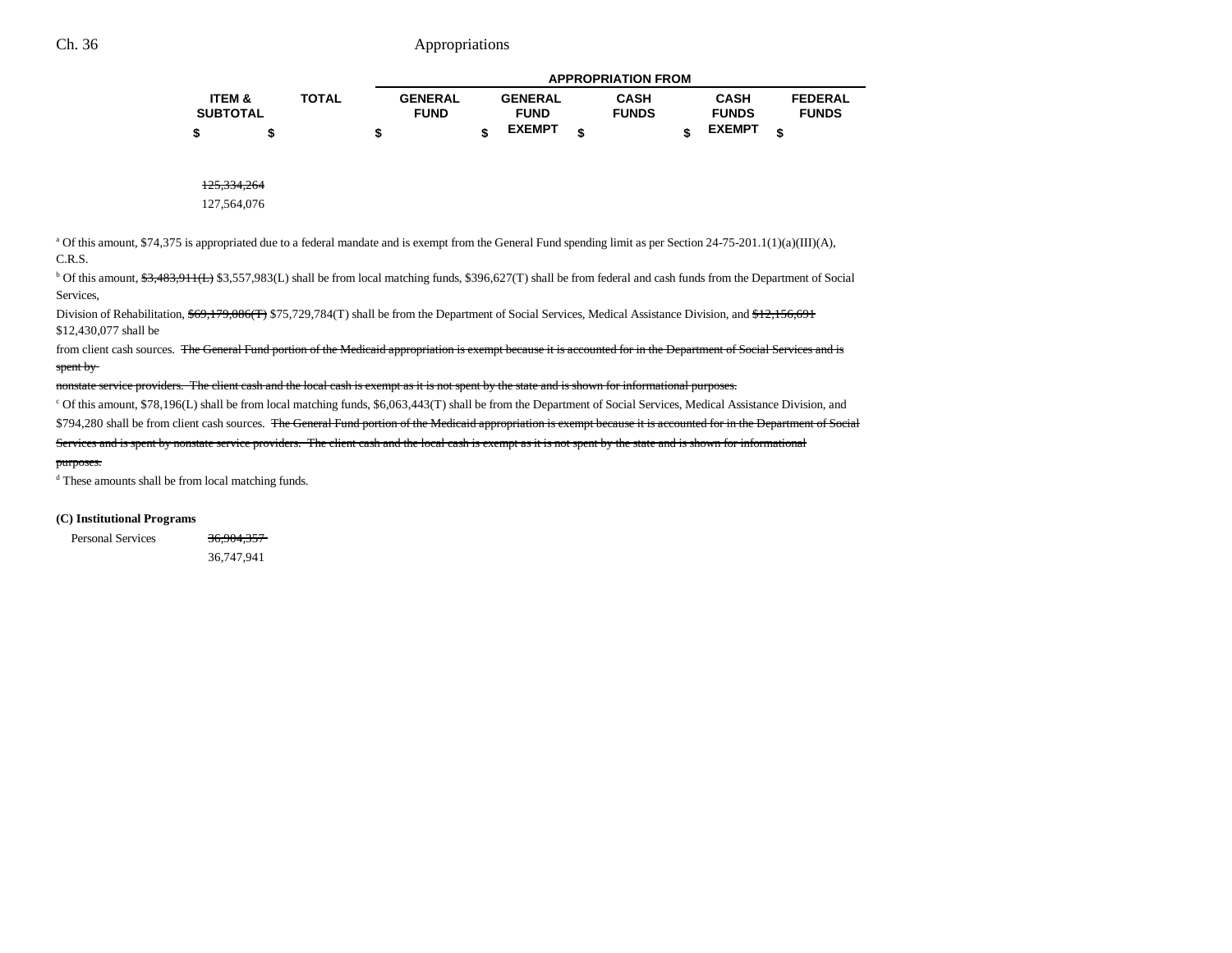| | ITEM & SUBTOTAL | TOTAL | GENERAL FUND | GENERAL FUND EXEMPT | CASH FUNDS | CASH FUNDS EXEMPT | FEDERAL FUNDS |
|---|---|---|---|---|---|---|---|
| | | | APPROPRIATION FROM | | | | |
| | $ | $ | $ | $ | $ | $ | $ |
| | ~~125,334,264~~ 127,564,076 | | | | | | |

[a] Of this amount, $74,375 is appropriated due to a federal mandate and is exempt from the General Fund spending limit as per Section 24-75-201.1(1)(a)(III)(A), C.R.S.

[b] Of this amount, ~~$3,483,911(L)~~ $3,557,983(L) shall be from local matching funds, $396,627(T) shall be from federal and cash funds from the Department of Social Services, Division of Rehabilitation, ~~$69,179,086(T)~~ $75,729,784(T) shall be from the Department of Social Services, Medical Assistance Division, and ~~$12,156,691~~ $12,430,077 shall be from client cash sources. ~~The General Fund portion of the Medicaid appropriation is exempt because it is accounted for in the Department of Social Services and is spent by nonstate service providers. The client cash and the local cash is exempt as it is not spent by the state and is shown for informational purposes.~~

[c] Of this amount, $78,196(L) shall be from local matching funds, $6,063,443(T) shall be from the Department of Social Services, Medical Assistance Division, and $794,280 shall be from client cash sources. ~~The General Fund portion of the Medicaid appropriation is exempt because it is accounted for in the Department of Social Services and is spent by nonstate service providers. The client cash and the local cash is exempt as it is not spent by the state and is shown for informational purposes.~~

[d] These amounts shall be from local matching funds.

**(C) Institutional Programs**

| | ITEM & SUBTOTAL | TOTAL | GENERAL FUND | GENERAL FUND EXEMPT | CASH FUNDS | CASH FUNDS EXEMPT | FEDERAL FUNDS |
|---|---|---|---|---|---|---|---|
| Personal Services | ~~36,904,357~~ 36,747,941 | | | | | | |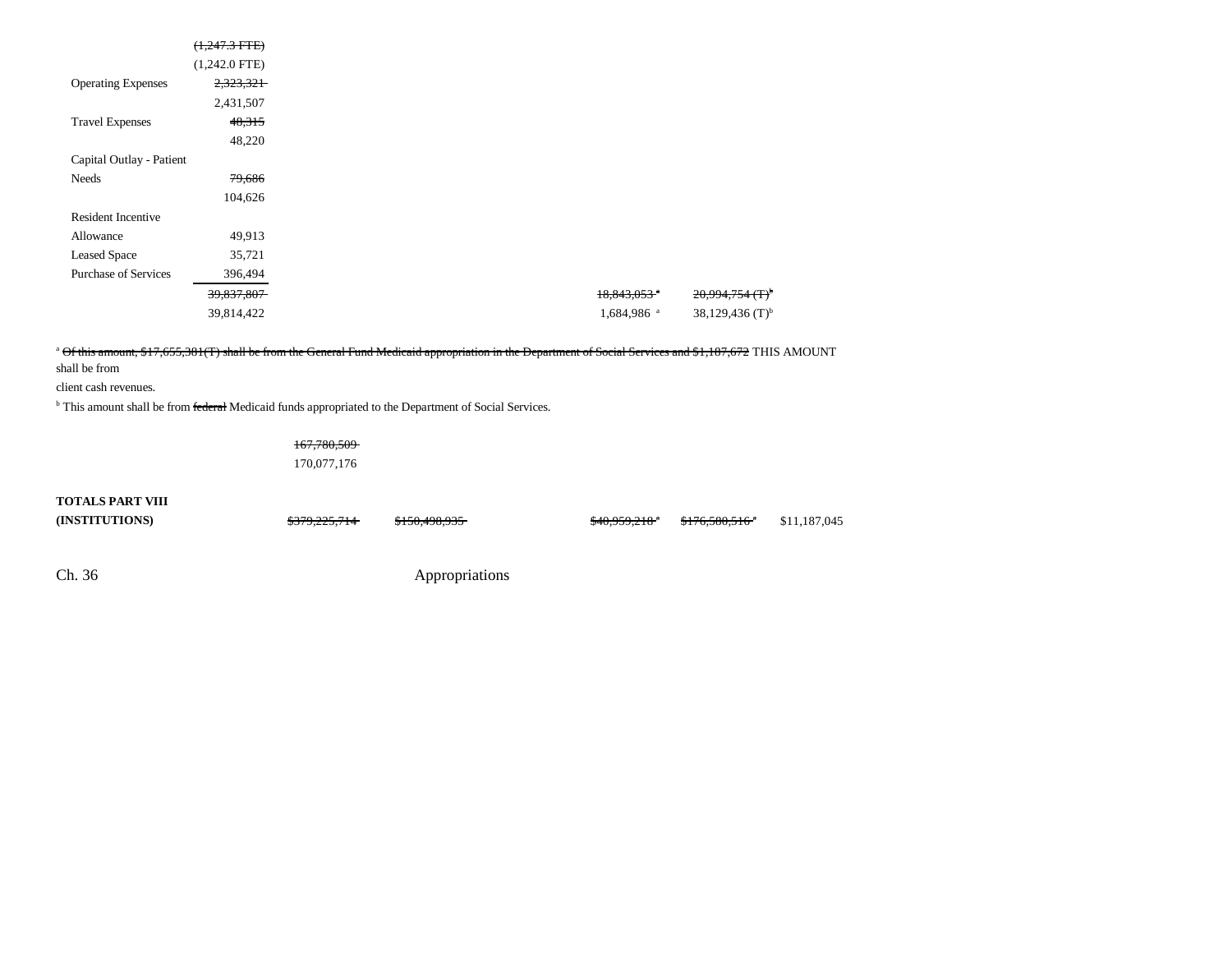| | | | | | | |
|---|---|---|---|---|---|---|
| | ~~(1,247.3 FTE)~~ | | | | | |
| | (1,242.0 FTE) | | | | | |
| Operating Expenses | ~~2,323,321~~ | | | | | |
| | 2,431,507 | | | | | |
| Travel Expenses | ~~48,315~~ | | | | | |
| | 48,220 | | | | | |
| Capital Outlay - Patient Needs | ~~79,686~~ | | | | | |
| | 104,626 | | | | | |
| Resident Incentive Allowance | 49,913 | | | | | |
| Leased Space | 35,721 | | | | | |
| Purchase of Services | 396,494 | | | | | |
| | ~~39,837,807~~ | | | ~~18,843,053~~[a] | ~~20,994,754 (T)~~[b] | |
| | 39,814,422 | | | 1,684,986 [a] | 38,129,436 (T)[b] | |

[a] ~~Of this amount, $17,655,381(T) shall be from the General Fund Medicaid appropriation in the Department of Social Services and $1,187,672~~ THIS AMOUNT shall be from client cash revenues.

[b] This amount shall be from ~~federal~~ Medicaid funds appropriated to the Department of Social Services.

| | | | | | | |
|---|---|---|---|---|---|---|
| | ~~167,780,509~~ | | | | | |
| | 170,077,176 | | | | | |
| **TOTALS PART VIII (INSTITUTIONS)** | ~~$379,225,714~~ | ~~$150,498,935~~ | | ~~$40,959,218~~[a] | ~~$176,580,516~~[a] | $11,187,045 |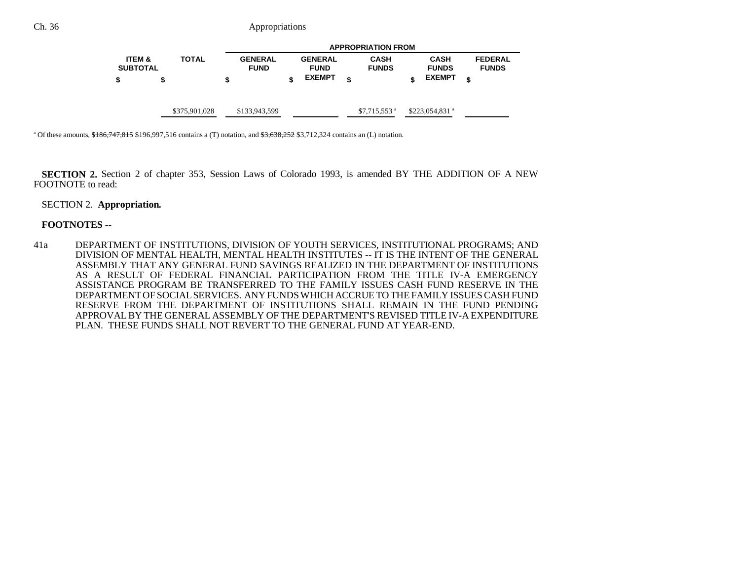|  |  | APPROPRIATION FROM | | | | |
|---|---|---|---|---|---|---|
| ITEM & SUBTOTAL | TOTAL | GENERAL FUND | GENERAL FUND EXEMPT | CASH FUNDS | CASH FUNDS EXEMPT | FEDERAL FUNDS |
| $ | $ | $ | $ | $ | $ | $ |
|  | $375,901,028 | $133,943,599 |  | $7,715,553 [a] | $223,054,831 [a] |  |

[a] Of these amounts, ~~$186,747,815~~ $196,997,516 contains a (T) notation, and ~~$3,638,252~~ $3,712,324 contains an (L) notation.

**SECTION 2.** Section 2 of chapter 353, Session Laws of Colorado 1993, is amended BY THE ADDITION OF A NEW FOOTNOTE to read:

SECTION 2. **Appropriation.**

**FOOTNOTES --**

41a DEPARTMENT OF INSTITUTIONS, DIVISION OF YOUTH SERVICES, INSTITUTIONAL PROGRAMS; AND DIVISION OF MENTAL HEALTH, MENTAL HEALTH INSTITUTES -- IT IS THE INTENT OF THE GENERAL ASSEMBLY THAT ANY GENERAL FUND SAVINGS REALIZED IN THE DEPARTMENT OF INSTITUTIONS AS A RESULT OF FEDERAL FINANCIAL PARTICIPATION FROM THE TITLE IV-A EMERGENCY ASSISTANCE PROGRAM BE TRANSFERRED TO THE FAMILY ISSUES CASH FUND RESERVE IN THE DEPARTMENT OF SOCIAL SERVICES. ANY FUNDS WHICH ACCRUE TO THE FAMILY ISSUES CASH FUND RESERVE FROM THE DEPARTMENT OF INSTITUTIONS SHALL REMAIN IN THE FUND PENDING APPROVAL BY THE GENERAL ASSEMBLY OF THE DEPARTMENT'S REVISED TITLE IV-A EXPENDITURE PLAN. THESE FUNDS SHALL NOT REVERT TO THE GENERAL FUND AT YEAR-END.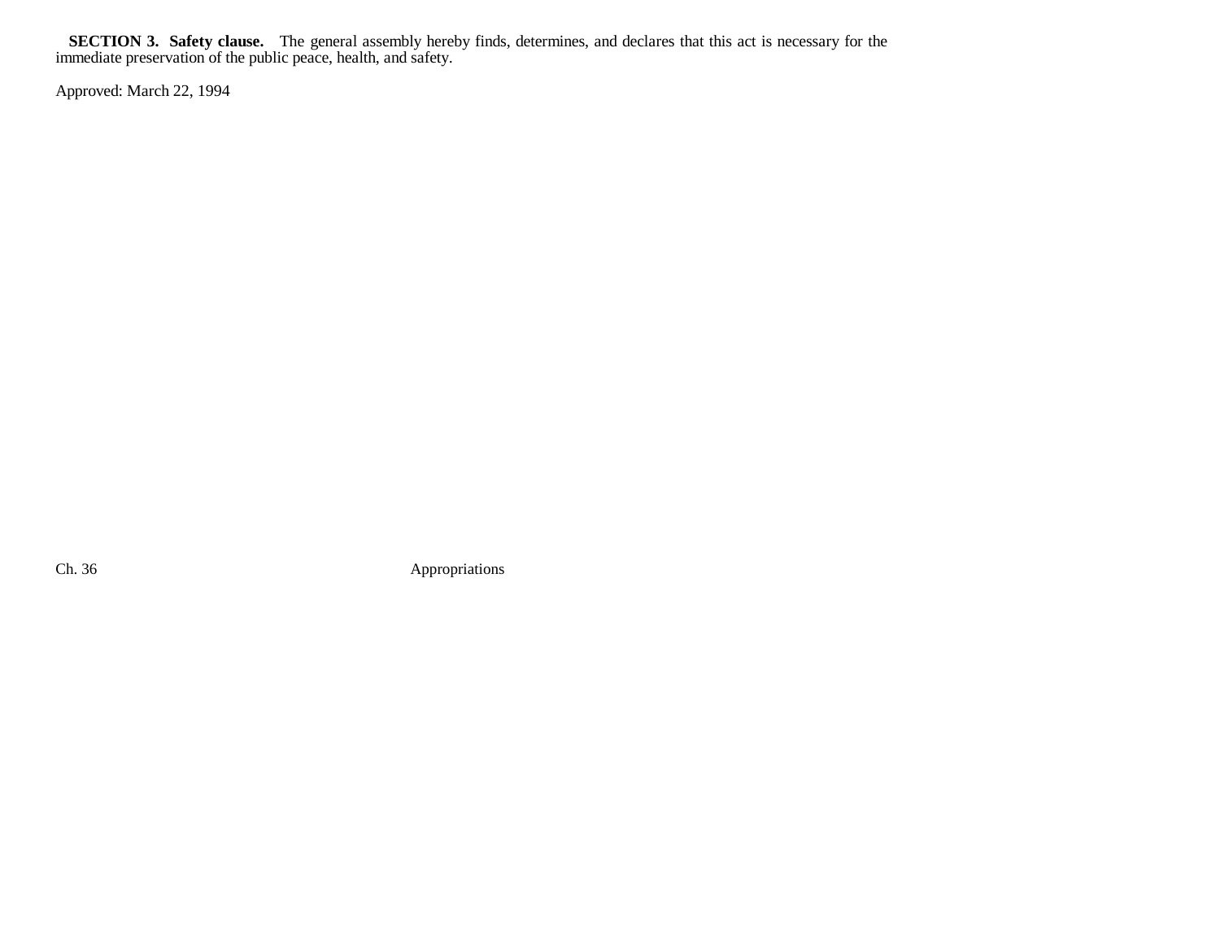**SECTION 3. Safety clause.** The general assembly hereby finds, determines, and declares that this act is necessary for the immediate preservation of the public peace, health, and safety.

Approved: March 22, 1994